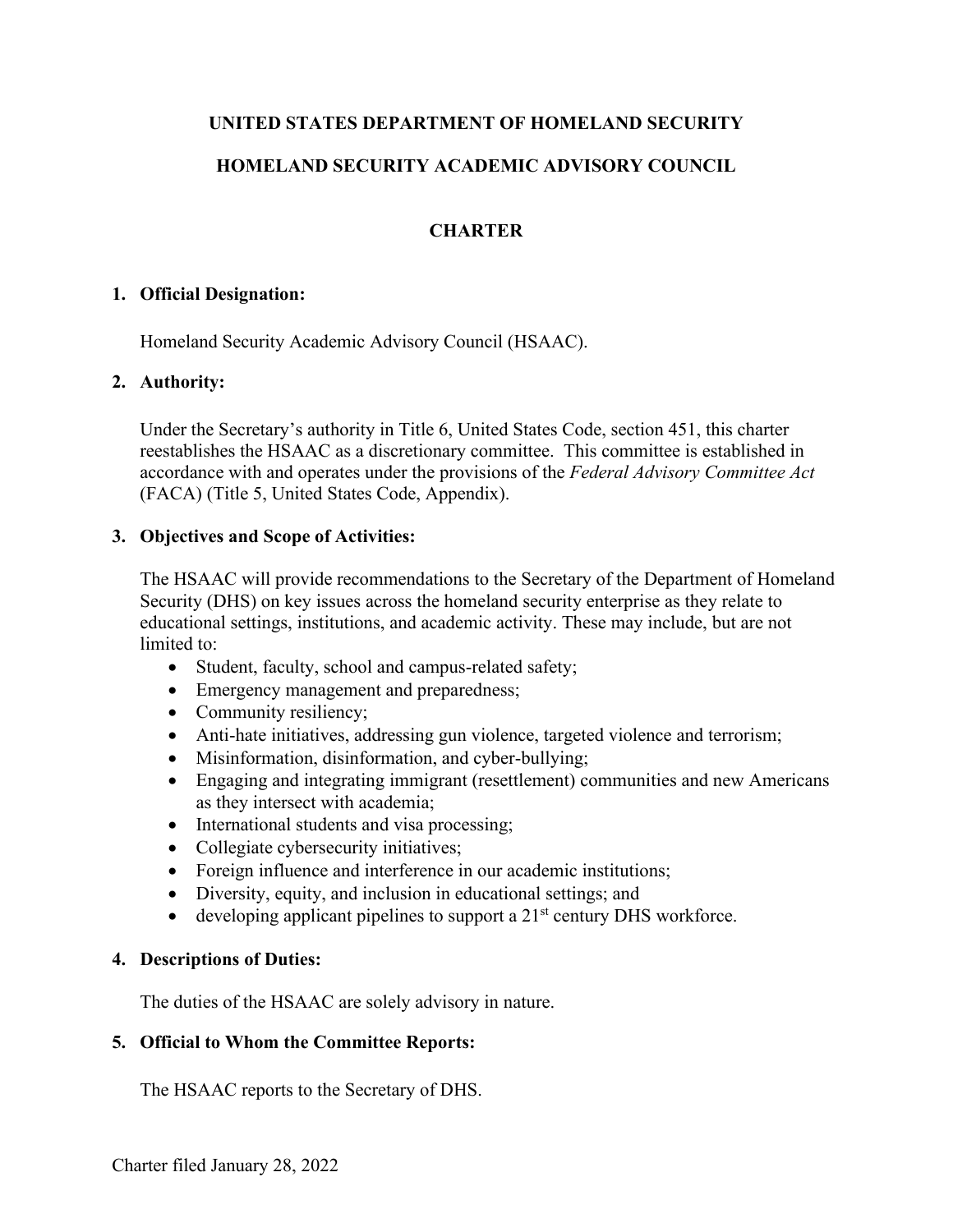# UNITED STATES DEPARTMENT OF HOMELAND SECURITY

# HOMELAND SECURITY ACADEMIC ADVISORY COUNCIL

## CHARTER

### 1. Official Designation:

Homeland Security Academic Advisory Council (HSAAC).

### 2. Authority:

Under the Secretary's authority in Title 6, United States Code, section 451, this charter reestablishes the HSAAC as a discretionary committee. This committee is established in accordance with and operates under the provisions of the *Federal Advisory Committee Act* (FACA) (Title 5, United States Code, Appendix).

### 3. Objectives and Scope of Activities:

The HSAAC will provide recommendations to the Secretary of the Department of Homeland Security (DHS) on key issues across the homeland security enterprise as they relate to educational settings, institutions, and academic activity. These may include, but are not limited to:

- Student, faculty, school and campus-related safety;
- Emergency management and preparedness;
- Community resiliency;
- Anti-hate initiatives, addressing gun violence, targeted violence and terrorism;
- Misinformation, disinformation, and cyber-bullying;
- Engaging and integrating immigrant (resettlement) communities and new Americans as they intersect with academia;
- International students and visa processing;
- Collegiate cybersecurity initiatives;
- Foreign influence and interference in our academic institutions;
- Diversity, equity, and inclusion in educational settings; and
- developing applicant pipelines to support a 21st century DHS workforce.

### 4. Descriptions of Duties:

The duties of the HSAAC are solely advisory in nature.

### 5. Official to Whom the Committee Reports:

The HSAAC reports to the Secretary of DHS.

Charter filed January 28, 2022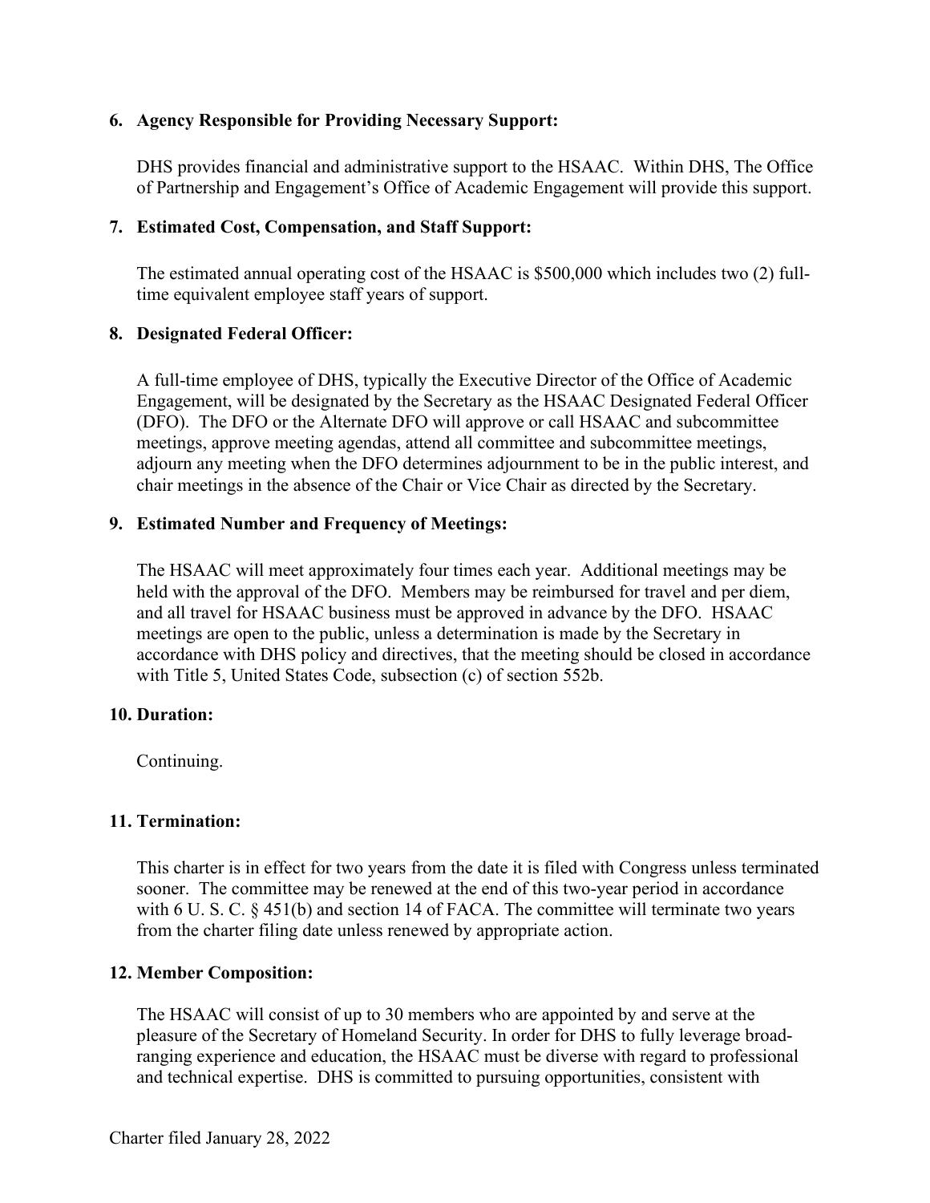## 6. Agency Responsible for Providing Necessary Support:

DHS provides financial and administrative support to the HSAAC. Within DHS, The Office of Partnership and Engagement's Office of Academic Engagement will provide this support.

## 7. Estimated Cost, Compensation, and Staff Support:

The estimated annual operating cost of the HSAAC is $500,000 which includes two (2) full-time equivalent employee staff years of support.

## 8. Designated Federal Officer:

A full-time employee of DHS, typically the Executive Director of the Office of Academic Engagement, will be designated by the Secretary as the HSAAC Designated Federal Officer (DFO). The DFO or the Alternate DFO will approve or call HSAAC and subcommittee meetings, approve meeting agendas, attend all committee and subcommittee meetings, adjourn any meeting when the DFO determines adjournment to be in the public interest, and chair meetings in the absence of the Chair or Vice Chair as directed by the Secretary.

## 9. Estimated Number and Frequency of Meetings:

The HSAAC will meet approximately four times each year. Additional meetings may be held with the approval of the DFO. Members may be reimbursed for travel and per diem, and all travel for HSAAC business must be approved in advance by the DFO. HSAAC meetings are open to the public, unless a determination is made by the Secretary in accordance with DHS policy and directives, that the meeting should be closed in accordance with Title 5, United States Code, subsection (c) of section 552b.

## 10. Duration:

Continuing.

## 11. Termination:

This charter is in effect for two years from the date it is filed with Congress unless terminated sooner. The committee may be renewed at the end of this two-year period in accordance with 6 U. S. C. § 451(b) and section 14 of FACA. The committee will terminate two years from the charter filing date unless renewed by appropriate action.

## 12. Member Composition:

The HSAAC will consist of up to 30 members who are appointed by and serve at the pleasure of the Secretary of Homeland Security. In order for DHS to fully leverage broad-ranging experience and education, the HSAAC must be diverse with regard to professional and technical expertise. DHS is committed to pursuing opportunities, consistent with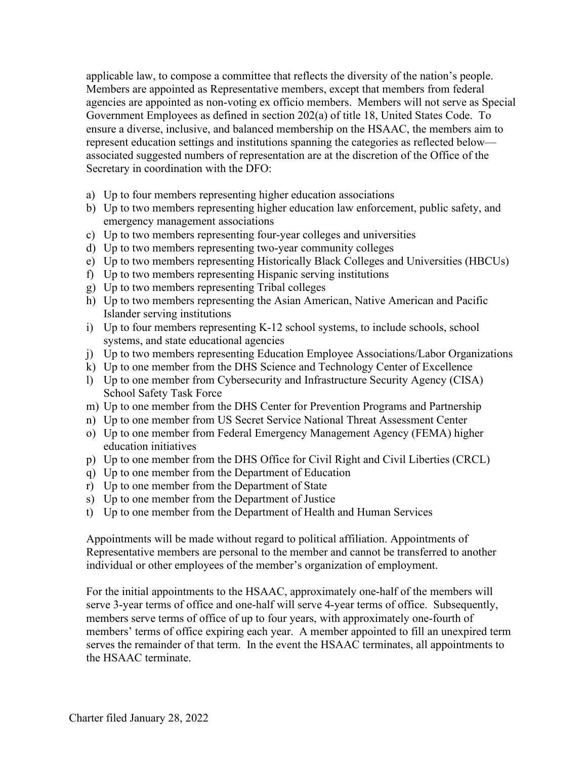applicable law, to compose a committee that reflects the diversity of the nation's people. Members are appointed as Representative members, except that members from federal agencies are appointed as non-voting ex officio members. Members will not serve as Special Government Employees as defined in section 202(a) of title 18, United States Code. To ensure a diverse, inclusive, and balanced membership on the HSAAC, the members aim to represent education settings and institutions spanning the categories as reflected below—associated suggested numbers of representation are at the discretion of the Office of the Secretary in coordination with the DFO:

a) Up to four members representing higher education associations
b) Up to two members representing higher education law enforcement, public safety, and emergency management associations
c) Up to two members representing four-year colleges and universities
d) Up to two members representing two-year community colleges
e) Up to two members representing Historically Black Colleges and Universities (HBCUs)
f) Up to two members representing Hispanic serving institutions
g) Up to two members representing Tribal colleges
h) Up to two members representing the Asian American, Native American and Pacific Islander serving institutions
i) Up to four members representing K-12 school systems, to include schools, school systems, and state educational agencies
j) Up to two members representing Education Employee Associations/Labor Organizations
k) Up to one member from the DHS Science and Technology Center of Excellence
l) Up to one member from Cybersecurity and Infrastructure Security Agency (CISA) School Safety Task Force
m) Up to one member from the DHS Center for Prevention Programs and Partnership
n) Up to one member from US Secret Service National Threat Assessment Center
o) Up to one member from Federal Emergency Management Agency (FEMA) higher education initiatives
p) Up to one member from the DHS Office for Civil Right and Civil Liberties (CRCL)
q) Up to one member from the Department of Education
r) Up to one member from the Department of State
s) Up to one member from the Department of Justice
t) Up to one member from the Department of Health and Human Services

Appointments will be made without regard to political affiliation. Appointments of Representative members are personal to the member and cannot be transferred to another individual or other employees of the member's organization of employment.

For the initial appointments to the HSAAC, approximately one-half of the members will serve 3-year terms of office and one-half will serve 4-year terms of office. Subsequently, members serve terms of office of up to four years, with approximately one-fourth of members' terms of office expiring each year. A member appointed to fill an unexpired term serves the remainder of that term. In the event the HSAAC terminates, all appointments to the HSAAC terminate.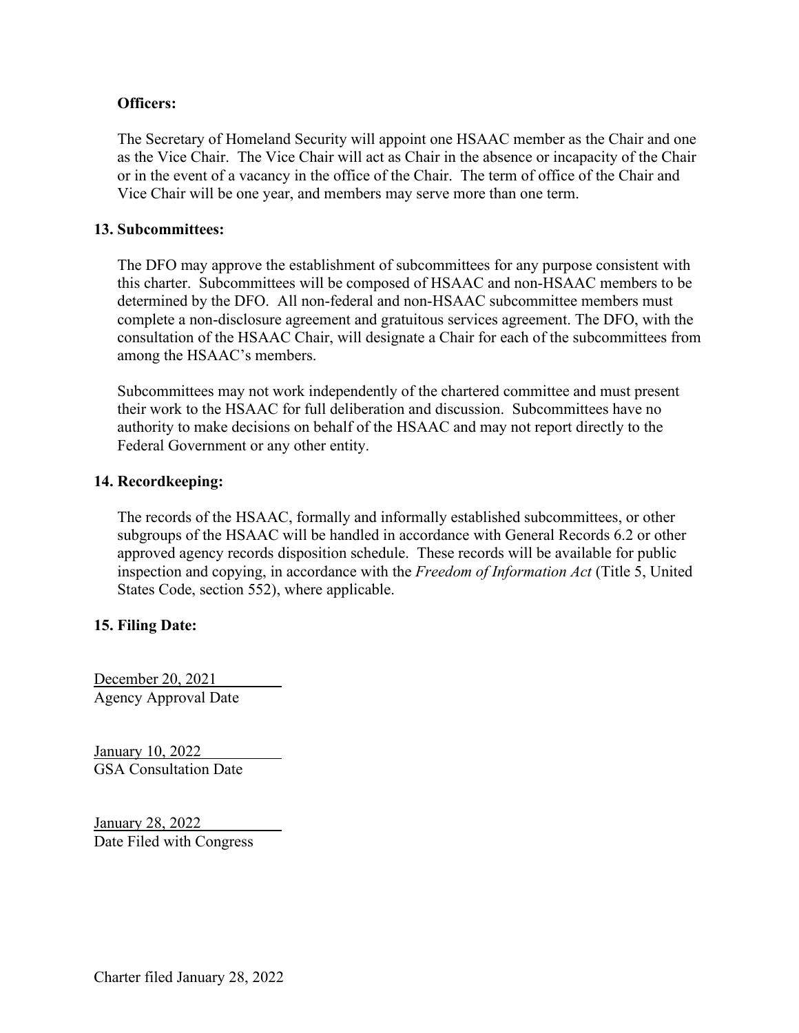**Officers:**

The Secretary of Homeland Security will appoint one HSAAC member as the Chair and one as the Vice Chair. The Vice Chair will act as Chair in the absence or incapacity of the Chair or in the event of a vacancy in the office of the Chair. The term of office of the Chair and Vice Chair will be one year, and members may serve more than one term.

**13. Subcommittees:**

The DFO may approve the establishment of subcommittees for any purpose consistent with this charter. Subcommittees will be composed of HSAAC and non-HSAAC members to be determined by the DFO. All non-federal and non-HSAAC subcommittee members must complete a non-disclosure agreement and gratuitous services agreement. The DFO, with the consultation of the HSAAC Chair, will designate a Chair for each of the subcommittees from among the HSAAC's members.

Subcommittees may not work independently of the chartered committee and must present their work to the HSAAC for full deliberation and discussion. Subcommittees have no authority to make decisions on behalf of the HSAAC and may not report directly to the Federal Government or any other entity.

**14. Recordkeeping:**

The records of the HSAAC, formally and informally established subcommittees, or other subgroups of the HSAAC will be handled in accordance with General Records 6.2 or other approved agency records disposition schedule. These records will be available for public inspection and copying, in accordance with the *Freedom of Information Act* (Title 5, United States Code, section 552), where applicable.

**15. Filing Date:**

December 20, 2021
Agency Approval Date

January 10, 2022
GSA Consultation Date

January 28, 2022
Date Filed with Congress

Charter filed January 28, 2022